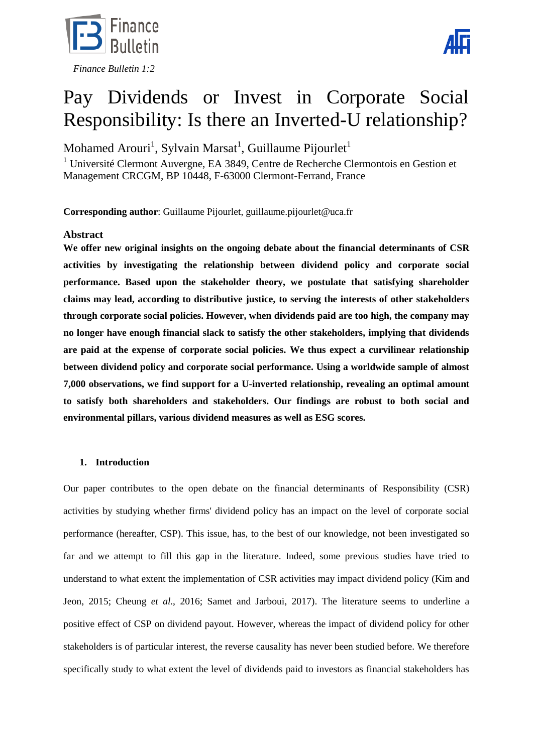*Finance Bulletin 1:2*

# Pay Dividends or Invest in Corporate Social Responsibility: Is there an Inverted-U relationship?

Mohamed Arouri[1], Sylvain Marsat[1], Guillaume Pijourlet[1]

[1] Université Clermont Auvergne, EA 3849, Centre de Recherche Clermontois en Gestion et Management CRCGM, BP 10448, F-63000 Clermont-Ferrand, France

**Corresponding author**: Guillaume Pijourlet, guillaume.pijourlet@uca.fr

## Abstract

**We offer new original insights on the ongoing debate about the financial determinants of CSR activities by investigating the relationship between dividend policy and corporate social performance. Based upon the stakeholder theory, we postulate that satisfying shareholder claims may lead, according to distributive justice, to serving the interests of other stakeholders through corporate social policies. However, when dividends paid are too high, the company may no longer have enough financial slack to satisfy the other stakeholders, implying that dividends are paid at the expense of corporate social policies. We thus expect a curvilinear relationship between dividend policy and corporate social performance. Using a worldwide sample of almost 7,000 observations, we find support for a U-inverted relationship, revealing an optimal amount to satisfy both shareholders and stakeholders. Our findings are robust to both social and environmental pillars, various dividend measures as well as ESG scores.**

## 1. Introduction

Our paper contributes to the open debate on the financial determinants of Responsibility (CSR) activities by studying whether firms' dividend policy has an impact on the level of corporate social performance (hereafter, CSP). This issue, has, to the best of our knowledge, not been investigated so far and we attempt to fill this gap in the literature. Indeed, some previous studies have tried to understand to what extent the implementation of CSR activities may impact dividend policy (Kim and Jeon, 2015; Cheung *et al.*, 2016; Samet and Jarboui, 2017). The literature seems to underline a positive effect of CSP on dividend payout. However, whereas the impact of dividend policy for other stakeholders is of particular interest, the reverse causality has never been studied before. We therefore specifically study to what extent the level of dividends paid to investors as financial stakeholders has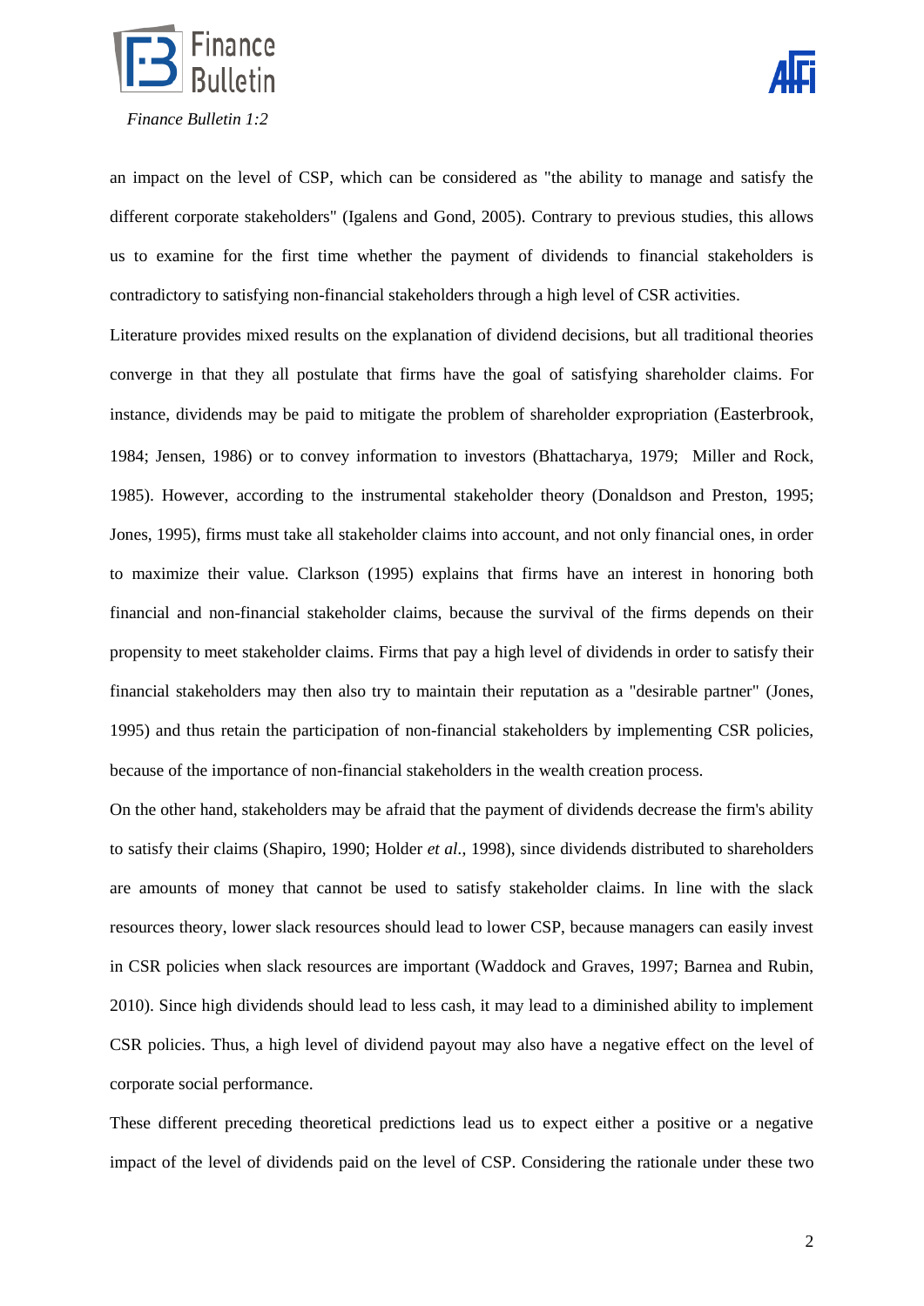an impact on the level of CSP, which can be considered as "the ability to manage and satisfy the different corporate stakeholders" (Igalens and Gond, 2005). Contrary to previous studies, this allows us to examine for the first time whether the payment of dividends to financial stakeholders is contradictory to satisfying non-financial stakeholders through a high level of CSR activities.

Literature provides mixed results on the explanation of dividend decisions, but all traditional theories converge in that they all postulate that firms have the goal of satisfying shareholder claims. For instance, dividends may be paid to mitigate the problem of shareholder expropriation (Easterbrook, 1984; Jensen, 1986) or to convey information to investors (Bhattacharya, 1979; Miller and Rock, 1985). However, according to the instrumental stakeholder theory (Donaldson and Preston, 1995; Jones, 1995), firms must take all stakeholder claims into account, and not only financial ones, in order to maximize their value. Clarkson (1995) explains that firms have an interest in honoring both financial and non-financial stakeholder claims, because the survival of the firms depends on their propensity to meet stakeholder claims. Firms that pay a high level of dividends in order to satisfy their financial stakeholders may then also try to maintain their reputation as a "desirable partner" (Jones, 1995) and thus retain the participation of non-financial stakeholders by implementing CSR policies, because of the importance of non-financial stakeholders in the wealth creation process.

On the other hand, stakeholders may be afraid that the payment of dividends decrease the firm's ability to satisfy their claims (Shapiro, 1990; Holder *et al.*, 1998), since dividends distributed to shareholders are amounts of money that cannot be used to satisfy stakeholder claims. In line with the slack resources theory, lower slack resources should lead to lower CSP, because managers can easily invest in CSR policies when slack resources are important (Waddock and Graves, 1997; Barnea and Rubin, 2010). Since high dividends should lead to less cash, it may lead to a diminished ability to implement CSR policies. Thus, a high level of dividend payout may also have a negative effect on the level of corporate social performance.

These different preceding theoretical predictions lead us to expect either a positive or a negative impact of the level of dividends paid on the level of CSP. Considering the rationale under these two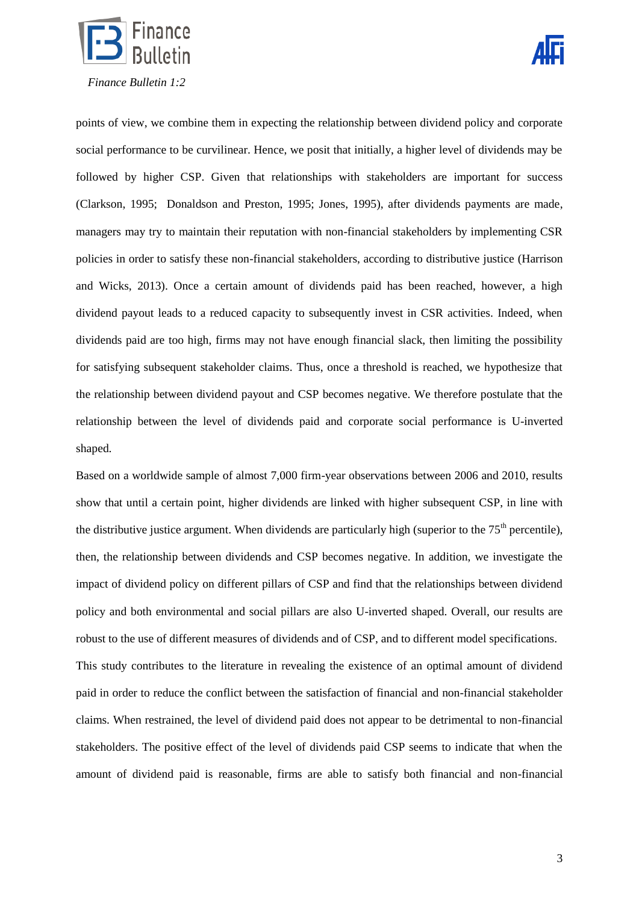points of view, we combine them in expecting the relationship between dividend policy and corporate social performance to be curvilinear. Hence, we posit that initially, a higher level of dividends may be followed by higher CSP. Given that relationships with stakeholders are important for success (Clarkson, 1995; Donaldson and Preston, 1995; Jones, 1995), after dividends payments are made, managers may try to maintain their reputation with non-financial stakeholders by implementing CSR policies in order to satisfy these non-financial stakeholders, according to distributive justice (Harrison and Wicks, 2013). Once a certain amount of dividends paid has been reached, however, a high dividend payout leads to a reduced capacity to subsequently invest in CSR activities. Indeed, when dividends paid are too high, firms may not have enough financial slack, then limiting the possibility for satisfying subsequent stakeholder claims. Thus, once a threshold is reached, we hypothesize that the relationship between dividend payout and CSP becomes negative. We therefore postulate that the relationship between the level of dividends paid and corporate social performance is U-inverted shaped.

Based on a worldwide sample of almost 7,000 firm-year observations between 2006 and 2010, results show that until a certain point, higher dividends are linked with higher subsequent CSP, in line with the distributive justice argument. When dividends are particularly high (superior to the 75$^{th}$ percentile), then, the relationship between dividends and CSP becomes negative. In addition, we investigate the impact of dividend policy on different pillars of CSP and find that the relationships between dividend policy and both environmental and social pillars are also U-inverted shaped. Overall, our results are robust to the use of different measures of dividends and of CSP, and to different model specifications.

This study contributes to the literature in revealing the existence of an optimal amount of dividend paid in order to reduce the conflict between the satisfaction of financial and non-financial stakeholder claims. When restrained, the level of dividend paid does not appear to be detrimental to non-financial stakeholders. The positive effect of the level of dividends paid CSP seems to indicate that when the amount of dividend paid is reasonable, firms are able to satisfy both financial and non-financial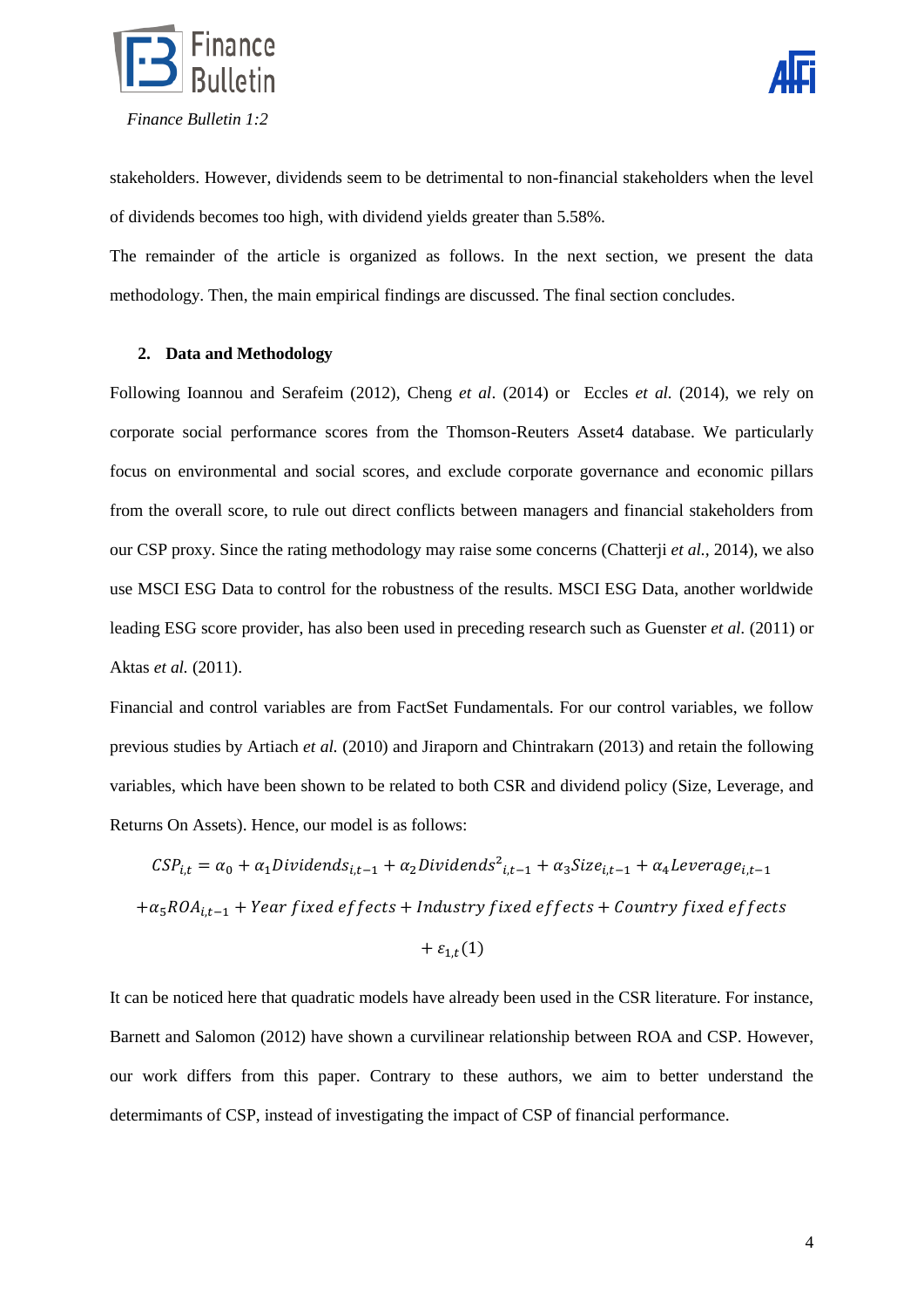stakeholders. However, dividends seem to be detrimental to non-financial stakeholders when the level of dividends becomes too high, with dividend yields greater than 5.58%.

The remainder of the article is organized as follows. In the next section, we present the data methodology. Then, the main empirical findings are discussed. The final section concludes.

## 2. Data and Methodology

Following Ioannou and Serafeim (2012), Cheng *et al*. (2014) or Eccles *et al.* (2014), we rely on corporate social performance scores from the Thomson-Reuters Asset4 database. We particularly focus on environmental and social scores, and exclude corporate governance and economic pillars from the overall score, to rule out direct conflicts between managers and financial stakeholders from our CSP proxy. Since the rating methodology may raise some concerns (Chatterji *et al.*, 2014), we also use MSCI ESG Data to control for the robustness of the results. MSCI ESG Data, another worldwide leading ESG score provider, has also been used in preceding research such as Guenster *et al.* (2011) or Aktas *et al.* (2011).

Financial and control variables are from FactSet Fundamentals. For our control variables, we follow previous studies by Artiach *et al.* (2010) and Jiraporn and Chintrakarn (2013) and retain the following variables, which have been shown to be related to both CSR and dividend policy (Size, Leverage, and Returns On Assets). Hence, our model is as follows:

$$CSP_{i,t} = \alpha_0 + \alpha_1 Dividends_{i,t-1} + \alpha_2 Dividends^2{}_{i,t-1} + \alpha_3 Size_{i,t-1} + \alpha_4 Leverage_{i,t-1} + \alpha_5 ROA_{i,t-1} + Year\ fixed\ effects + Industry\ fixed\ effects + Country\ fixed\ effects + \varepsilon_{1,t} \quad (1)$$

It can be noticed here that quadratic models have already been used in the CSR literature. For instance, Barnett and Salomon (2012) have shown a curvilinear relationship between ROA and CSP. However, our work differs from this paper. Contrary to these authors, we aim to better understand the determimants of CSP, instead of investigating the impact of CSP of financial performance.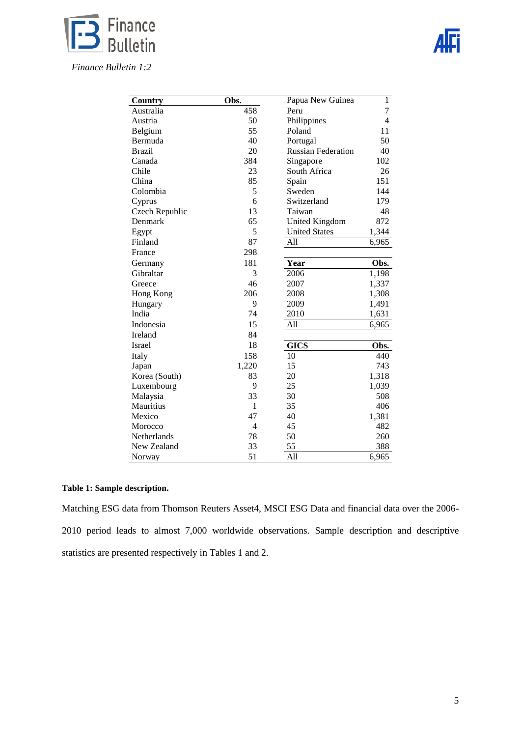| Country | Obs. |
|---|---|
| Australia | 458 |
| Austria | 50 |
| Belgium | 55 |
| Bermuda | 40 |
| Brazil | 20 |
| Canada | 384 |
| Chile | 23 |
| China | 85 |
| Colombia | 5 |
| Cyprus | 6 |
| Czech Republic | 13 |
| Denmark | 65 |
| Egypt | 5 |
| Finland | 87 |
| France | 298 |
| Germany | 181 |
| Gibraltar | 3 |
| Greece | 46 |
| Hong Kong | 206 |
| Hungary | 9 |
| India | 74 |
| Indonesia | 15 |
| Ireland | 84 |
| Israel | 18 |
| Italy | 158 |
| Japan | 1,220 |
| Korea (South) | 83 |
| Luxembourg | 9 |
| Malaysia | 33 |
| Mauritius | 1 |
| Mexico | 47 |
| Morocco | 4 |
| Netherlands | 78 |
| New Zealand | 33 |
| Norway | 51 |
| Papua New Guinea | 1 |
| Peru | 7 |
| Philippines | 4 |
| Poland | 11 |
| Portugal | 50 |
| Russian Federation | 40 |
| Singapore | 102 |
| South Africa | 26 |
| Spain | 151 |
| Sweden | 144 |
| Switzerland | 179 |
| Taiwan | 48 |
| United Kingdom | 872 |
| United States | 1,344 |
| All | 6,965 |

| Year | Obs. |
|---|---|
| 2006 | 1,198 |
| 2007 | 1,337 |
| 2008 | 1,308 |
| 2009 | 1,491 |
| 2010 | 1,631 |
| All | 6,965 |

| GICS | Obs. |
|---|---|
| 10 | 440 |
| 15 | 743 |
| 20 | 1,318 |
| 25 | 1,039 |
| 30 | 508 |
| 35 | 406 |
| 40 | 1,381 |
| 45 | 482 |
| 50 | 260 |
| 55 | 388 |
| All | 6,965 |

**Table 1: Sample description.**

Matching ESG data from Thomson Reuters Asset4, MSCI ESG Data and financial data over the 2006-2010 period leads to almost 7,000 worldwide observations. Sample description and descriptive statistics are presented respectively in Tables 1 and 2.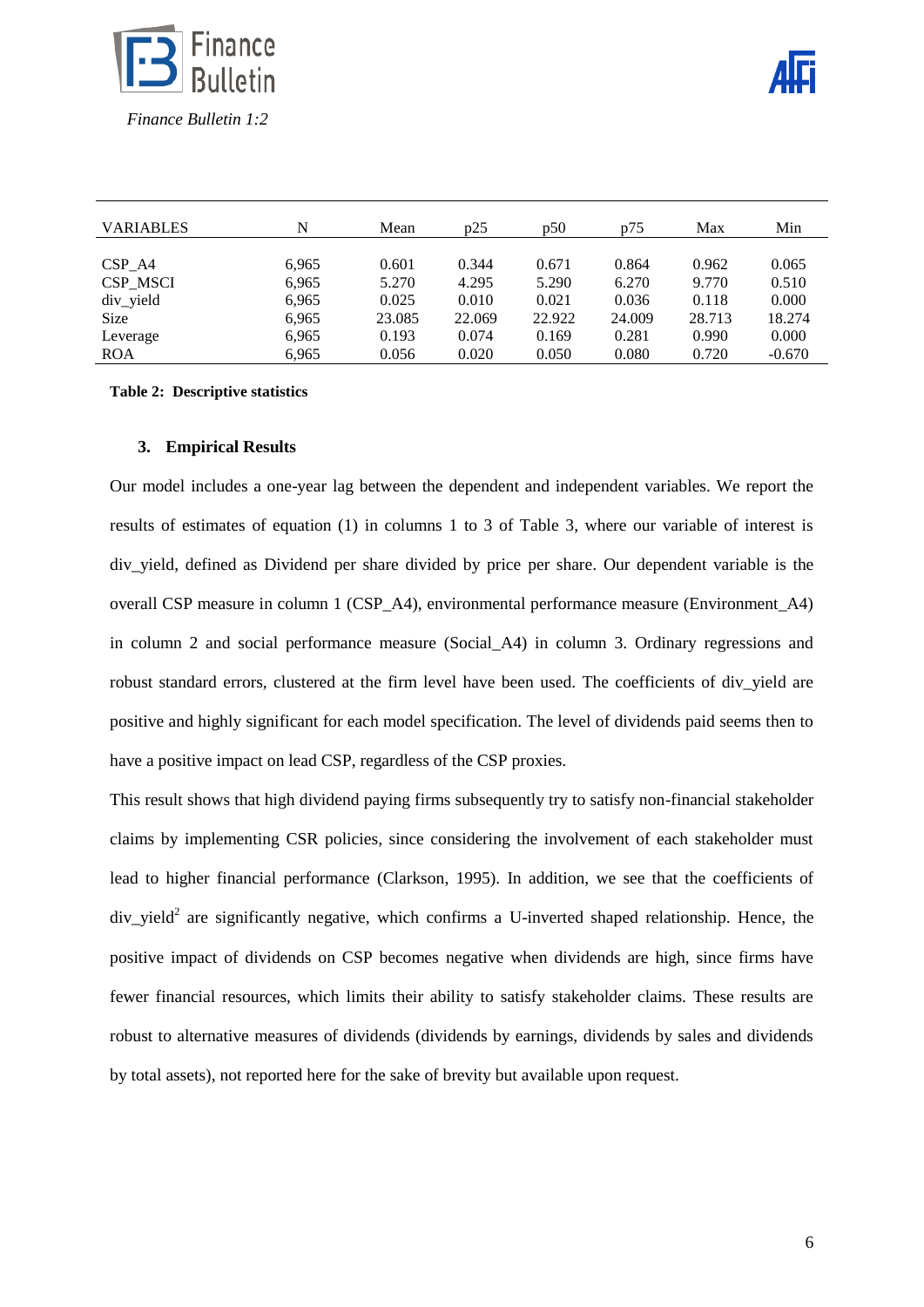| VARIABLES | N | Mean | p25 | p50 | p75 | Max | Min |
|---|---|---|---|---|---|---|---|
| CSP_A4 | 6,965 | 0.601 | 0.344 | 0.671 | 0.864 | 0.962 | 0.065 |
| CSP_MSCI | 6,965 | 5.270 | 4.295 | 5.290 | 6.270 | 9.770 | 0.510 |
| div_yield | 6,965 | 0.025 | 0.010 | 0.021 | 0.036 | 0.118 | 0.000 |
| Size | 6,965 | 23.085 | 22.069 | 22.922 | 24.009 | 28.713 | 18.274 |
| Leverage | 6,965 | 0.193 | 0.074 | 0.169 | 0.281 | 0.990 | 0.000 |
| ROA | 6,965 | 0.056 | 0.020 | 0.050 | 0.080 | 0.720 | -0.670 |

**Table 2: Descriptive statistics**

## 3. Empirical Results

Our model includes a one-year lag between the dependent and independent variables. We report the results of estimates of equation (1) in columns 1 to 3 of Table 3, where our variable of interest is div_yield, defined as Dividend per share divided by price per share. Our dependent variable is the overall CSP measure in column 1 (CSP_A4), environmental performance measure (Environment_A4) in column 2 and social performance measure (Social_A4) in column 3. Ordinary regressions and robust standard errors, clustered at the firm level have been used. The coefficients of div_yield are positive and highly significant for each model specification. The level of dividends paid seems then to have a positive impact on lead CSP, regardless of the CSP proxies.

This result shows that high dividend paying firms subsequently try to satisfy non-financial stakeholder claims by implementing CSR policies, since considering the involvement of each stakeholder must lead to higher financial performance (Clarkson, 1995). In addition, we see that the coefficients of $div\_yield^2$ are significantly negative, which confirms a U-inverted shaped relationship. Hence, the positive impact of dividends on CSP becomes negative when dividends are high, since firms have fewer financial resources, which limits their ability to satisfy stakeholder claims. These results are robust to alternative measures of dividends (dividends by earnings, dividends by sales and dividends by total assets), not reported here for the sake of brevity but available upon request.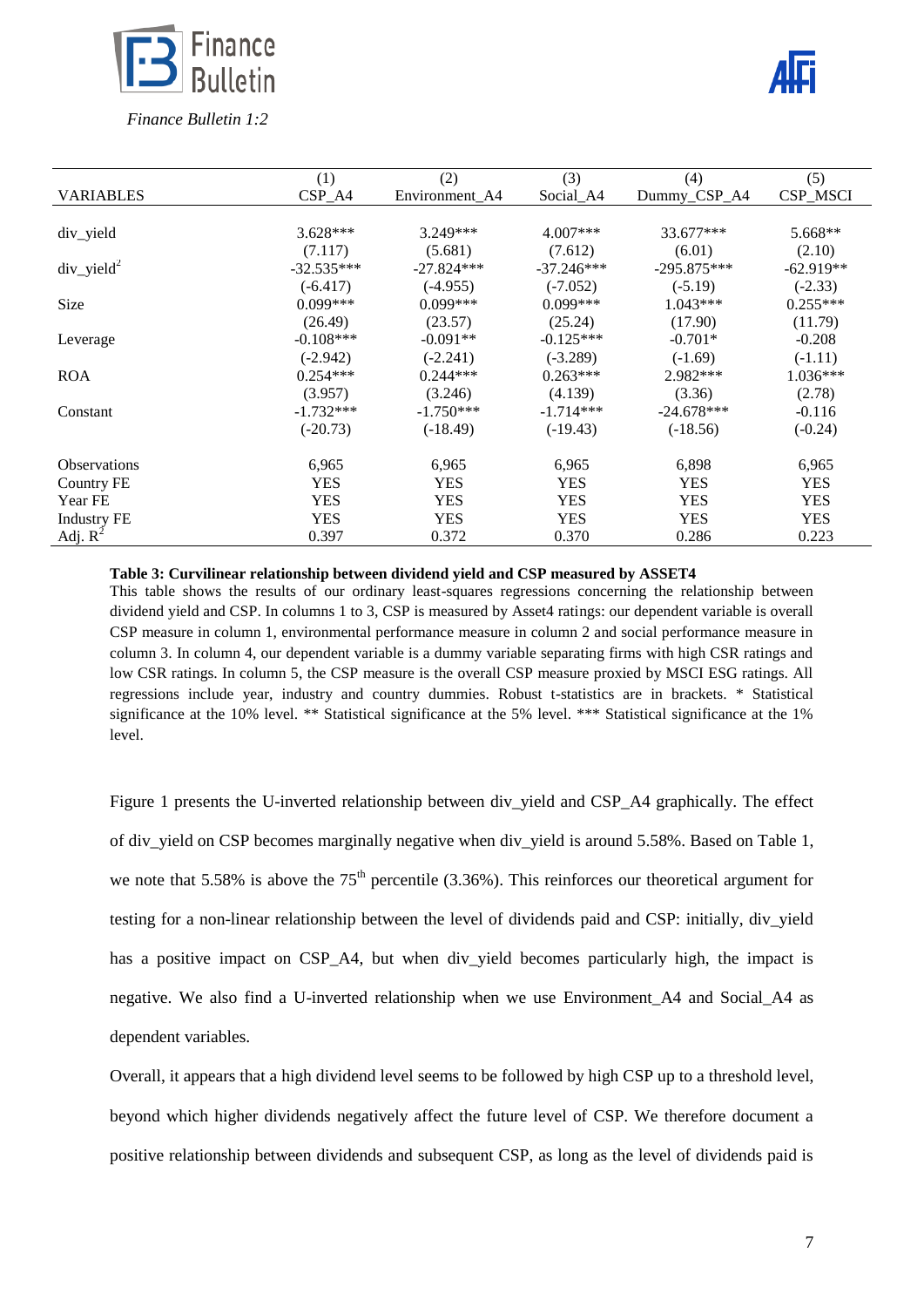| VARIABLES | (1) CSP_A4 | (2) Environment_A4 | (3) Social_A4 | (4) Dummy_CSP_A4 | (5) CSP_MSCI |
|---|---|---|---|---|---|
| div_yield | 3.628*** | 3.249*** | 4.007*** | 33.677*** | 5.668** |
| | (7.117) | (5.681) | (7.612) | (6.01) | (2.10) |
| div_yield$^2$ | -32.535*** | -27.824*** | -37.246*** | -295.875*** | -62.919** |
| | (-6.417) | (-4.955) | (-7.052) | (-5.19) | (-2.33) |
| Size | 0.099*** | 0.099*** | 0.099*** | 1.043*** | 0.255*** |
| | (26.49) | (23.57) | (25.24) | (17.90) | (11.79) |
| Leverage | -0.108*** | -0.091** | -0.125*** | -0.701* | -0.208 |
| | (-2.942) | (-2.241) | (-3.289) | (-1.69) | (-1.11) |
| ROA | 0.254*** | 0.244*** | 0.263*** | 2.982*** | 1.036*** |
| | (3.957) | (3.246) | (4.139) | (3.36) | (2.78) |
| Constant | -1.732*** | -1.750*** | -1.714*** | -24.678*** | -0.116 |
| | (-20.73) | (-18.49) | (-19.43) | (-18.56) | (-0.24) |
| Observations | 6,965 | 6,965 | 6,965 | 6,898 | 6,965 |
| Country FE | YES | YES | YES | YES | YES |
| Year FE | YES | YES | YES | YES | YES |
| Industry FE | YES | YES | YES | YES | YES |
| Adj. $R^2$ | 0.397 | 0.372 | 0.370 | 0.286 | 0.223 |

**Table 3: Curvilinear relationship between dividend yield and CSP measured by ASSET4**
This table shows the results of our ordinary least-squares regressions concerning the relationship between dividend yield and CSP. In columns 1 to 3, CSP is measured by Asset4 ratings: our dependent variable is overall CSP measure in column 1, environmental performance measure in column 2 and social performance measure in column 3. In column 4, our dependent variable is a dummy variable separating firms with high CSR ratings and low CSR ratings. In column 5, the CSP measure is the overall CSP measure proxied by MSCI ESG ratings. All regressions include year, industry and country dummies. Robust t-statistics are in brackets. * Statistical significance at the 10% level. ** Statistical significance at the 5% level. *** Statistical significance at the 1% level.

Figure 1 presents the U-inverted relationship between div_yield and CSP_A4 graphically. The effect of div_yield on CSP becomes marginally negative when div_yield is around 5.58%. Based on Table 1, we note that 5.58% is above the 75$^{th}$ percentile (3.36%). This reinforces our theoretical argument for testing for a non-linear relationship between the level of dividends paid and CSP: initially, div_yield has a positive impact on CSP_A4, but when div_yield becomes particularly high, the impact is negative. We also find a U-inverted relationship when we use Environment_A4 and Social_A4 as dependent variables.

Overall, it appears that a high dividend level seems to be followed by high CSP up to a threshold level, beyond which higher dividends negatively affect the future level of CSP. We therefore document a positive relationship between dividends and subsequent CSP, as long as the level of dividends paid is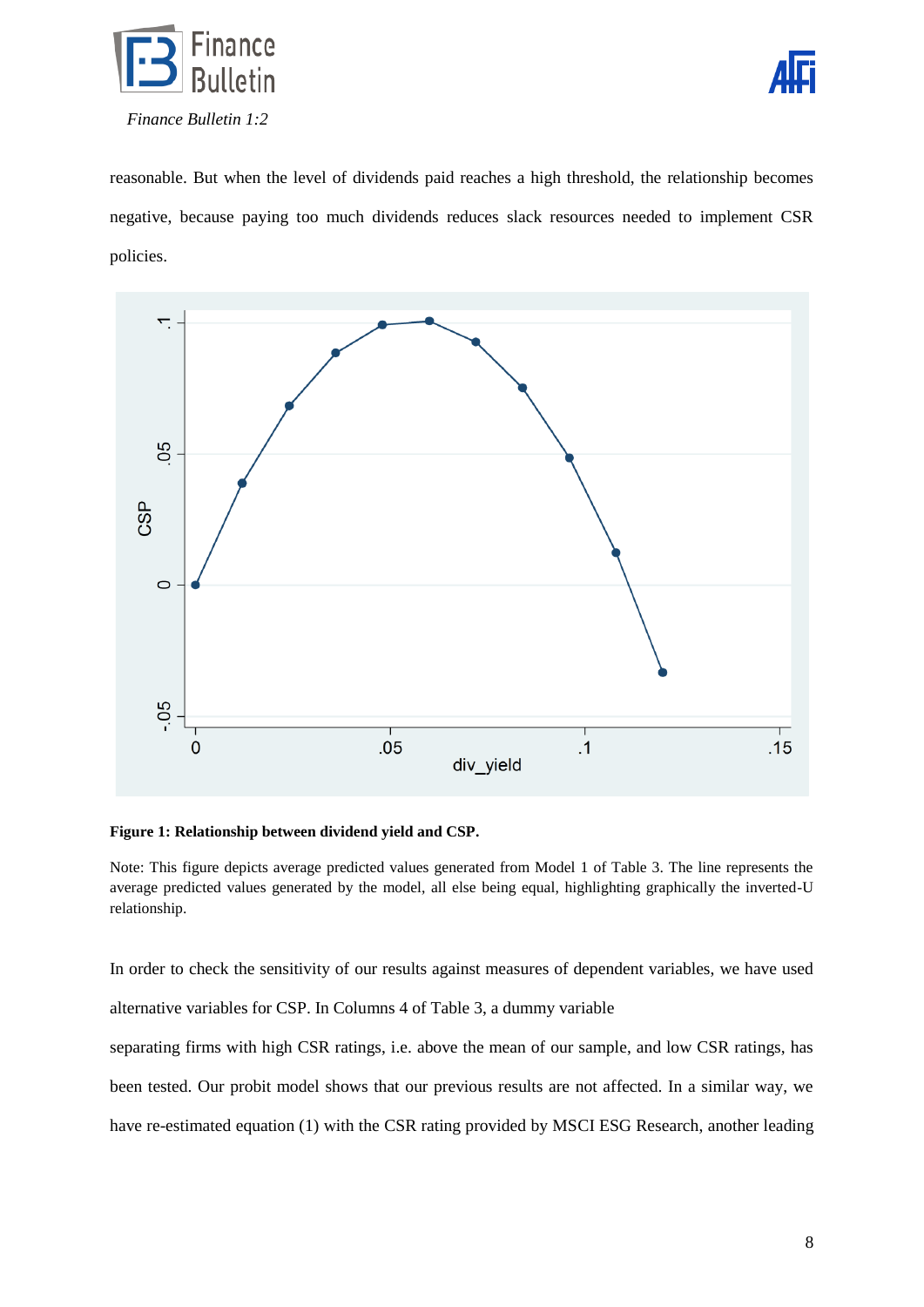reasonable. But when the level of dividends paid reaches a high threshold, the relationship becomes negative, because paying too much dividends reduces slack resources needed to implement CSR policies.

**Figure 1: Relationship between dividend yield and CSP.**

Note: This figure depicts average predicted values generated from Model 1 of Table 3. The line represents the average predicted values generated by the model, all else being equal, highlighting graphically the inverted-U relationship.

In order to check the sensitivity of our results against measures of dependent variables, we have used alternative variables for CSP. In Columns 4 of Table 3, a dummy variable separating firms with high CSR ratings, i.e. above the mean of our sample, and low CSR ratings, has been tested. Our probit model shows that our previous results are not affected. In a similar way, we have re-estimated equation (1) with the CSR rating provided by MSCI ESG Research, another leading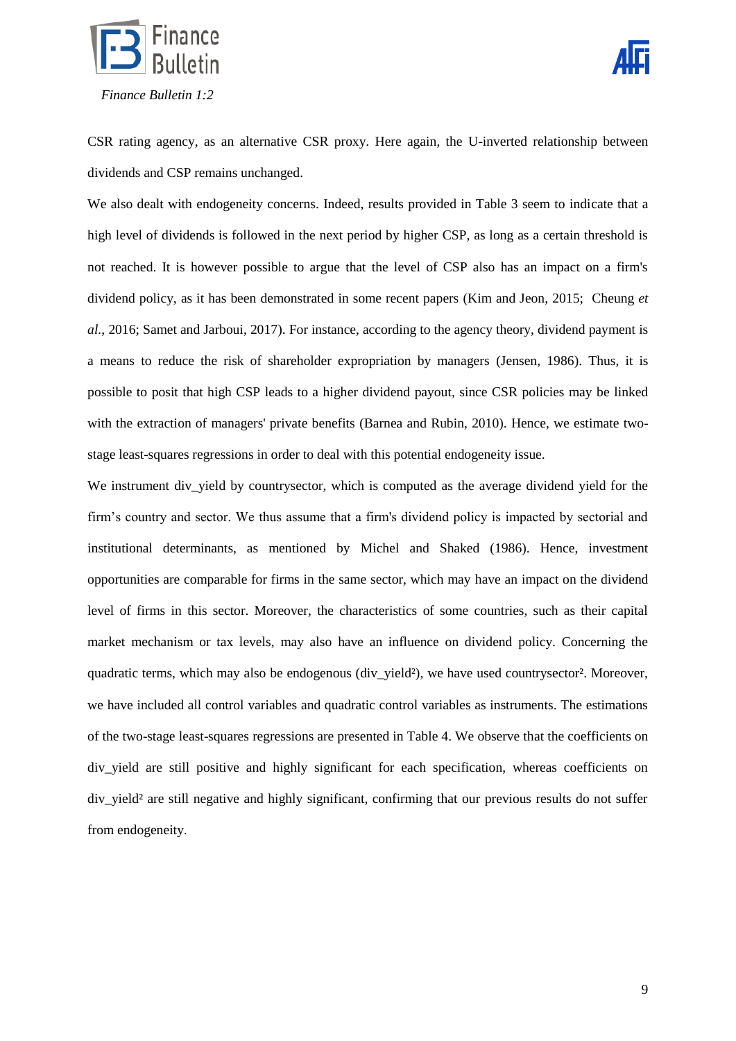CSR rating agency, as an alternative CSR proxy. Here again, the U-inverted relationship between dividends and CSP remains unchanged.

We also dealt with endogeneity concerns. Indeed, results provided in Table 3 seem to indicate that a high level of dividends is followed in the next period by higher CSP, as long as a certain threshold is not reached. It is however possible to argue that the level of CSP also has an impact on a firm's dividend policy, as it has been demonstrated in some recent papers (Kim and Jeon, 2015; Cheung *et al.*, 2016; Samet and Jarboui, 2017). For instance, according to the agency theory, dividend payment is a means to reduce the risk of shareholder expropriation by managers (Jensen, 1986). Thus, it is possible to posit that high CSP leads to a higher dividend payout, since CSR policies may be linked with the extraction of managers' private benefits (Barnea and Rubin, 2010). Hence, we estimate two-stage least-squares regressions in order to deal with this potential endogeneity issue.

We instrument div_yield by countrysector, which is computed as the average dividend yield for the firm's country and sector. We thus assume that a firm's dividend policy is impacted by sectorial and institutional determinants, as mentioned by Michel and Shaked (1986). Hence, investment opportunities are comparable for firms in the same sector, which may have an impact on the dividend level of firms in this sector. Moreover, the characteristics of some countries, such as their capital market mechanism or tax levels, may also have an influence on dividend policy. Concerning the quadratic terms, which may also be endogenous ($div\_yield^2$), we have used $countrysector^2$. Moreover, we have included all control variables and quadratic control variables as instruments. The estimations of the two-stage least-squares regressions are presented in Table 4. We observe that the coefficients on div_yield are still positive and highly significant for each specification, whereas coefficients on $div\_yield^2$ are still negative and highly significant, confirming that our previous results do not suffer from endogeneity.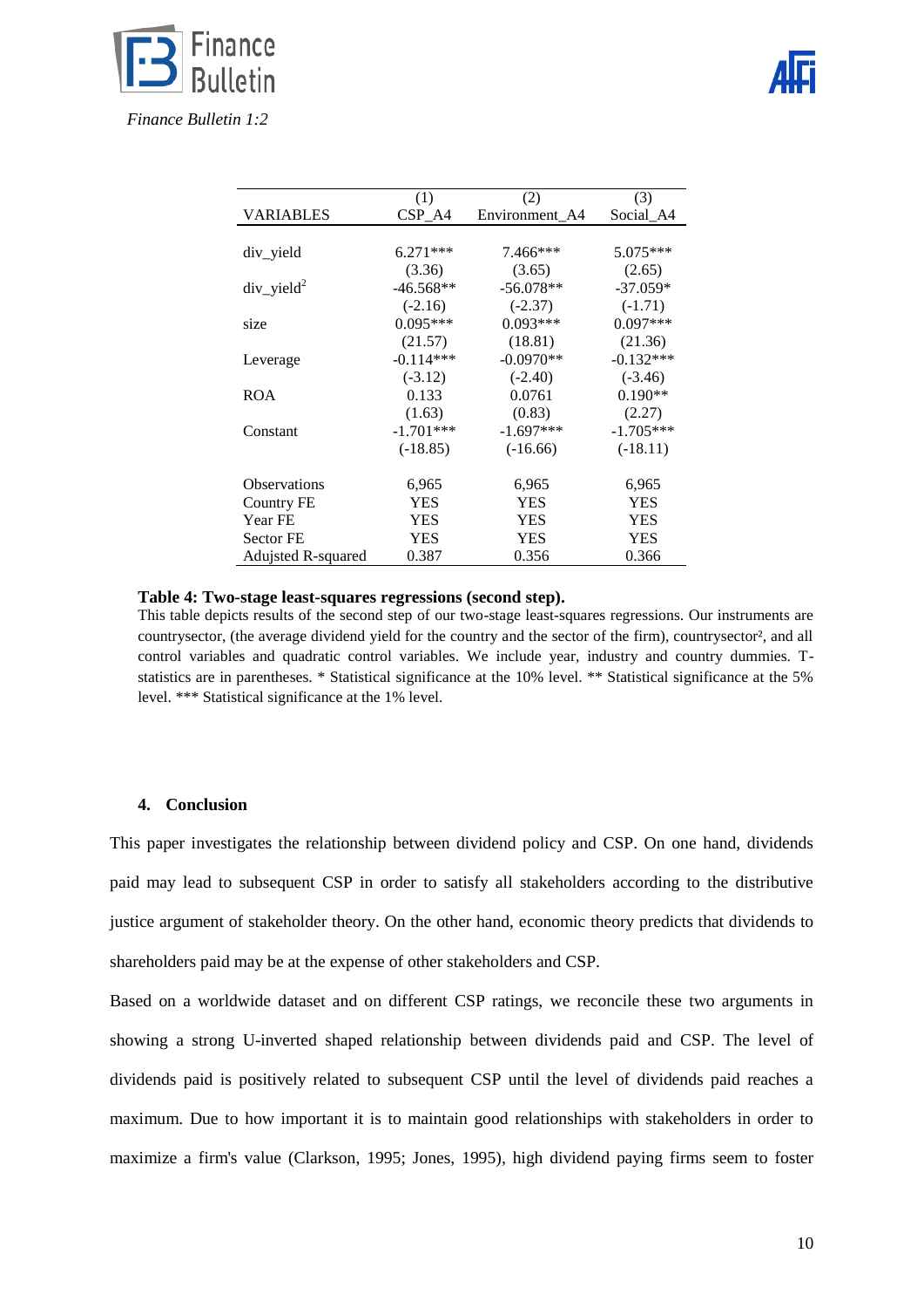| VARIABLES | (1) CSP_A4 | (2) Environment_A4 | (3) Social_A4 |
|---|---|---|---|
| div_yield | 6.271*** | 7.466*** | 5.075*** |
| | (3.36) | (3.65) | (2.65) |
| div_yield$^2$ | -46.568** | -56.078** | -37.059* |
| | (-2.16) | (-2.37) | (-1.71) |
| size | 0.095*** | 0.093*** | 0.097*** |
| | (21.57) | (18.81) | (21.36) |
| Leverage | -0.114*** | -0.0970** | -0.132*** |
| | (-3.12) | (-2.40) | (-3.46) |
| ROA | 0.133 | 0.0761 | 0.190** |
| | (1.63) | (0.83) | (2.27) |
| Constant | -1.701*** | -1.697*** | -1.705*** |
| | (-18.85) | (-16.66) | (-18.11) |
| Observations | 6,965 | 6,965 | 6,965 |
| Country FE | YES | YES | YES |
| Year FE | YES | YES | YES |
| Sector FE | YES | YES | YES |
| Adujsted R-squared | 0.387 | 0.356 | 0.366 |

**Table 4: Two-stage least-squares regressions (second step).**
This table depicts results of the second step of our two-stage least-squares regressions. Our instruments are countrysector, (the average dividend yield for the country and the sector of the firm), countrysector², and all control variables and quadratic control variables. We include year, industry and country dummies. T-statistics are in parentheses. * Statistical significance at the 10% level. ** Statistical significance at the 5% level. *** Statistical significance at the 1% level.

## 4. Conclusion

This paper investigates the relationship between dividend policy and CSP. On one hand, dividends paid may lead to subsequent CSP in order to satisfy all stakeholders according to the distributive justice argument of stakeholder theory. On the other hand, economic theory predicts that dividends to shareholders paid may be at the expense of other stakeholders and CSP.

Based on a worldwide dataset and on different CSP ratings, we reconcile these two arguments in showing a strong U-inverted shaped relationship between dividends paid and CSP. The level of dividends paid is positively related to subsequent CSP until the level of dividends paid reaches a maximum. Due to how important it is to maintain good relationships with stakeholders in order to maximize a firm's value (Clarkson, 1995; Jones, 1995), high dividend paying firms seem to foster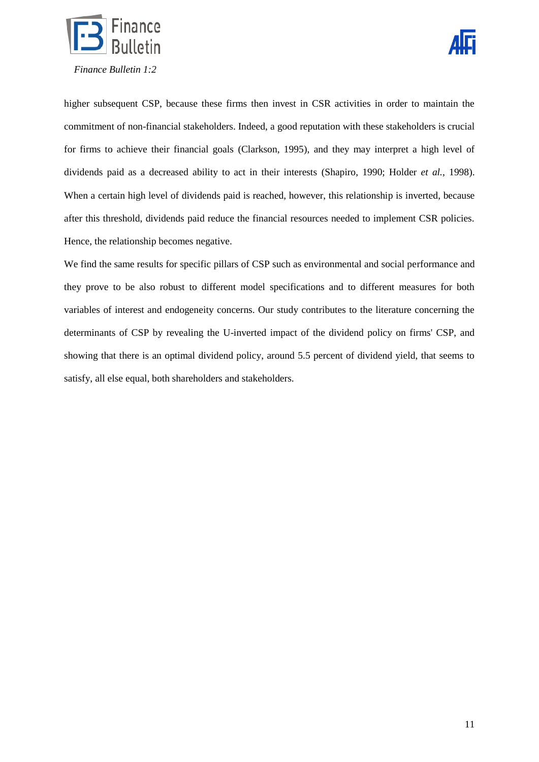higher subsequent CSP, because these firms then invest in CSR activities in order to maintain the commitment of non-financial stakeholders. Indeed, a good reputation with these stakeholders is crucial for firms to achieve their financial goals (Clarkson, 1995), and they may interpret a high level of dividends paid as a decreased ability to act in their interests (Shapiro, 1990; Holder *et al.*, 1998). When a certain high level of dividends paid is reached, however, this relationship is inverted, because after this threshold, dividends paid reduce the financial resources needed to implement CSR policies. Hence, the relationship becomes negative.

We find the same results for specific pillars of CSP such as environmental and social performance and they prove to be also robust to different model specifications and to different measures for both variables of interest and endogeneity concerns. Our study contributes to the literature concerning the determinants of CSP by revealing the U-inverted impact of the dividend policy on firms' CSP, and showing that there is an optimal dividend policy, around 5.5 percent of dividend yield, that seems to satisfy, all else equal, both shareholders and stakeholders.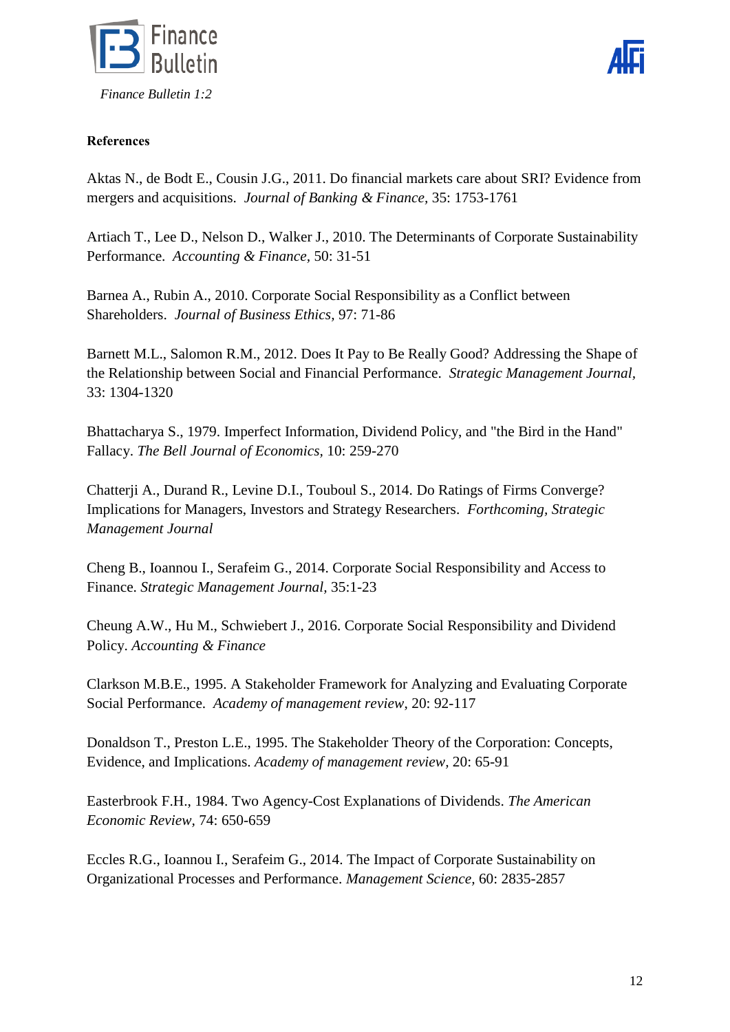**References**

Aktas N., de Bodt E., Cousin J.G., 2011. Do financial markets care about SRI? Evidence from mergers and acquisitions. *Journal of Banking & Finance*, 35: 1753-1761

Artiach T., Lee D., Nelson D., Walker J., 2010. The Determinants of Corporate Sustainability Performance. *Accounting & Finance*, 50: 31-51

Barnea A., Rubin A., 2010. Corporate Social Responsibility as a Conflict between Shareholders. *Journal of Business Ethics*, 97: 71-86

Barnett M.L., Salomon R.M., 2012. Does It Pay to Be Really Good? Addressing the Shape of the Relationship between Social and Financial Performance. *Strategic Management Journal*, 33: 1304-1320

Bhattacharya S., 1979. Imperfect Information, Dividend Policy, and "the Bird in the Hand" Fallacy. *The Bell Journal of Economics*, 10: 259-270

Chatterji A., Durand R., Levine D.I., Touboul S., 2014. Do Ratings of Firms Converge? Implications for Managers, Investors and Strategy Researchers. *Forthcoming, Strategic Management Journal*

Cheng B., Ioannou I., Serafeim G., 2014. Corporate Social Responsibility and Access to Finance. *Strategic Management Journal*, 35:1-23

Cheung A.W., Hu M., Schwiebert J., 2016. Corporate Social Responsibility and Dividend Policy. *Accounting & Finance*

Clarkson M.B.E., 1995. A Stakeholder Framework for Analyzing and Evaluating Corporate Social Performance. *Academy of management review*, 20: 92-117

Donaldson T., Preston L.E., 1995. The Stakeholder Theory of the Corporation: Concepts, Evidence, and Implications. *Academy of management review*, 20: 65-91

Easterbrook F.H., 1984. Two Agency-Cost Explanations of Dividends. *The American Economic Review*, 74: 650-659

Eccles R.G., Ioannou I., Serafeim G., 2014. The Impact of Corporate Sustainability on Organizational Processes and Performance. *Management Science*, 60: 2835-2857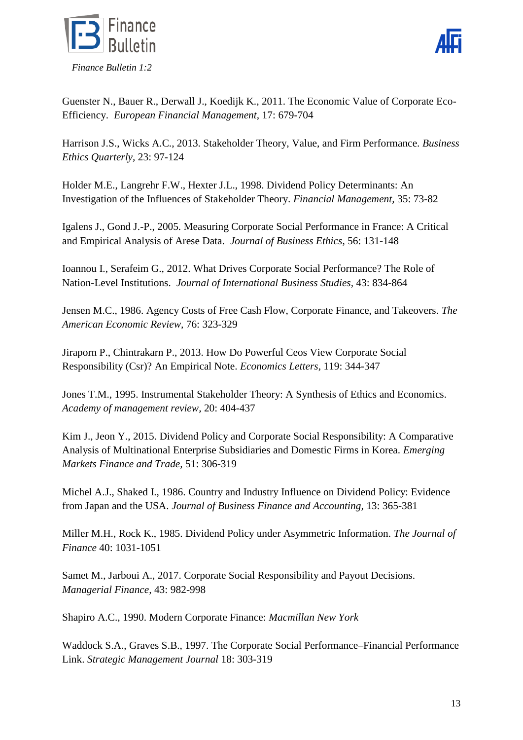Guenster N., Bauer R., Derwall J., Koedijk K., 2011. The Economic Value of Corporate Eco-Efficiency. *European Financial Management*, 17: 679-704

Harrison J.S., Wicks A.C., 2013. Stakeholder Theory, Value, and Firm Performance. *Business Ethics Quarterly*, 23: 97-124

Holder M.E., Langrehr F.W., Hexter J.L., 1998. Dividend Policy Determinants: An Investigation of the Influences of Stakeholder Theory. *Financial Management*, 35: 73-82

Igalens J., Gond J.-P., 2005. Measuring Corporate Social Performance in France: A Critical and Empirical Analysis of Arese Data. *Journal of Business Ethics*, 56: 131-148

Ioannou I., Serafeim G., 2012. What Drives Corporate Social Performance? The Role of Nation-Level Institutions. *Journal of International Business Studies*, 43: 834-864

Jensen M.C., 1986. Agency Costs of Free Cash Flow, Corporate Finance, and Takeovers. *The American Economic Review*, 76: 323-329

Jiraporn P., Chintrakarn P., 2013. How Do Powerful Ceos View Corporate Social Responsibility (Csr)? An Empirical Note. *Economics Letters*, 119: 344-347

Jones T.M., 1995. Instrumental Stakeholder Theory: A Synthesis of Ethics and Economics. *Academy of management review*, 20: 404-437

Kim J., Jeon Y., 2015. Dividend Policy and Corporate Social Responsibility: A Comparative Analysis of Multinational Enterprise Subsidiaries and Domestic Firms in Korea. *Emerging Markets Finance and Trade*, 51: 306-319

Michel A.J., Shaked I., 1986. Country and Industry Influence on Dividend Policy: Evidence from Japan and the USA. *Journal of Business Finance and Accounting*, 13: 365-381

Miller M.H., Rock K., 1985. Dividend Policy under Asymmetric Information. *The Journal of Finance* 40: 1031-1051

Samet M., Jarboui A., 2017. Corporate Social Responsibility and Payout Decisions. *Managerial Finance*, 43: 982-998

Shapiro A.C., 1990. Modern Corporate Finance: *Macmillan New York*

Waddock S.A., Graves S.B., 1997. The Corporate Social Performance–Financial Performance Link. *Strategic Management Journal* 18: 303-319